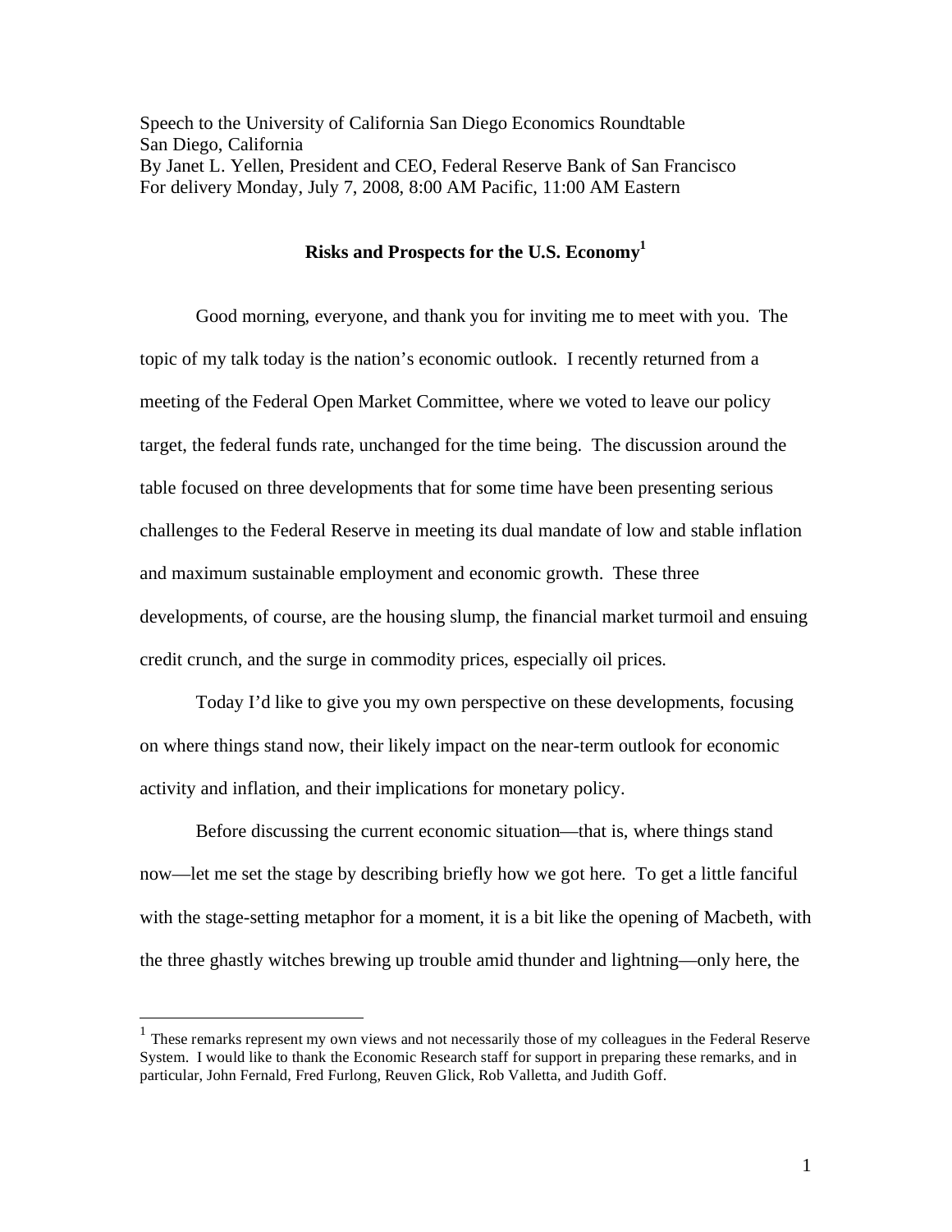Speech to the University of California San Diego Economics Roundtable
San Diego, California
By Janet L. Yellen, President and CEO, Federal Reserve Bank of San Francisco
For delivery Monday, July 7, 2008, 8:00 AM Pacific, 11:00 AM Eastern

# Risks and Prospects for the U.S. Economy[1]

Good morning, everyone, and thank you for inviting me to meet with you. The topic of my talk today is the nation's economic outlook. I recently returned from a meeting of the Federal Open Market Committee, where we voted to leave our policy target, the federal funds rate, unchanged for the time being. The discussion around the table focused on three developments that for some time have been presenting serious challenges to the Federal Reserve in meeting its dual mandate of low and stable inflation and maximum sustainable employment and economic growth. These three developments, of course, are the housing slump, the financial market turmoil and ensuing credit crunch, and the surge in commodity prices, especially oil prices.

Today I'd like to give you my own perspective on these developments, focusing on where things stand now, their likely impact on the near-term outlook for economic activity and inflation, and their implications for monetary policy.

Before discussing the current economic situation—that is, where things stand now—let me set the stage by describing briefly how we got here. To get a little fanciful with the stage-setting metaphor for a moment, it is a bit like the opening of Macbeth, with the three ghastly witches brewing up trouble amid thunder and lightning—only here, the

---

[1] These remarks represent my own views and not necessarily those of my colleagues in the Federal Reserve System. I would like to thank the Economic Research staff for support in preparing these remarks, and in particular, John Fernald, Fred Furlong, Reuven Glick, Rob Valletta, and Judith Goff.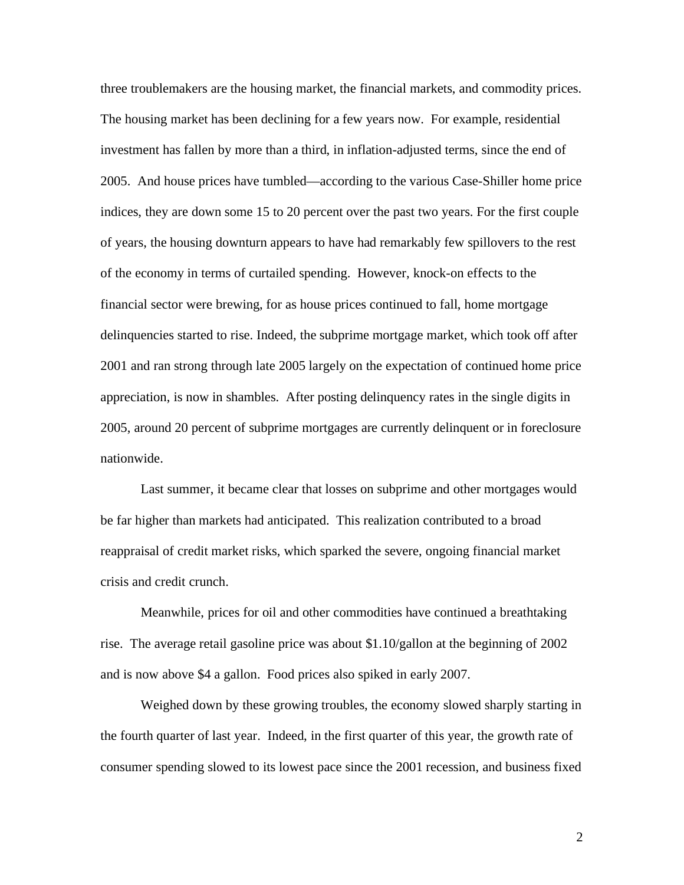three troublemakers are the housing market, the financial markets, and commodity prices. The housing market has been declining for a few years now. For example, residential investment has fallen by more than a third, in inflation-adjusted terms, since the end of 2005. And house prices have tumbled—according to the various Case-Shiller home price indices, they are down some 15 to 20 percent over the past two years. For the first couple of years, the housing downturn appears to have had remarkably few spillovers to the rest of the economy in terms of curtailed spending. However, knock-on effects to the financial sector were brewing, for as house prices continued to fall, home mortgage delinquencies started to rise. Indeed, the subprime mortgage market, which took off after 2001 and ran strong through late 2005 largely on the expectation of continued home price appreciation, is now in shambles. After posting delinquency rates in the single digits in 2005, around 20 percent of subprime mortgages are currently delinquent or in foreclosure nationwide.

Last summer, it became clear that losses on subprime and other mortgages would be far higher than markets had anticipated. This realization contributed to a broad reappraisal of credit market risks, which sparked the severe, ongoing financial market crisis and credit crunch.

Meanwhile, prices for oil and other commodities have continued a breathtaking rise. The average retail gasoline price was about $1.10/gallon at the beginning of 2002 and is now above $4 a gallon. Food prices also spiked in early 2007.

Weighed down by these growing troubles, the economy slowed sharply starting in the fourth quarter of last year. Indeed, in the first quarter of this year, the growth rate of consumer spending slowed to its lowest pace since the 2001 recession, and business fixed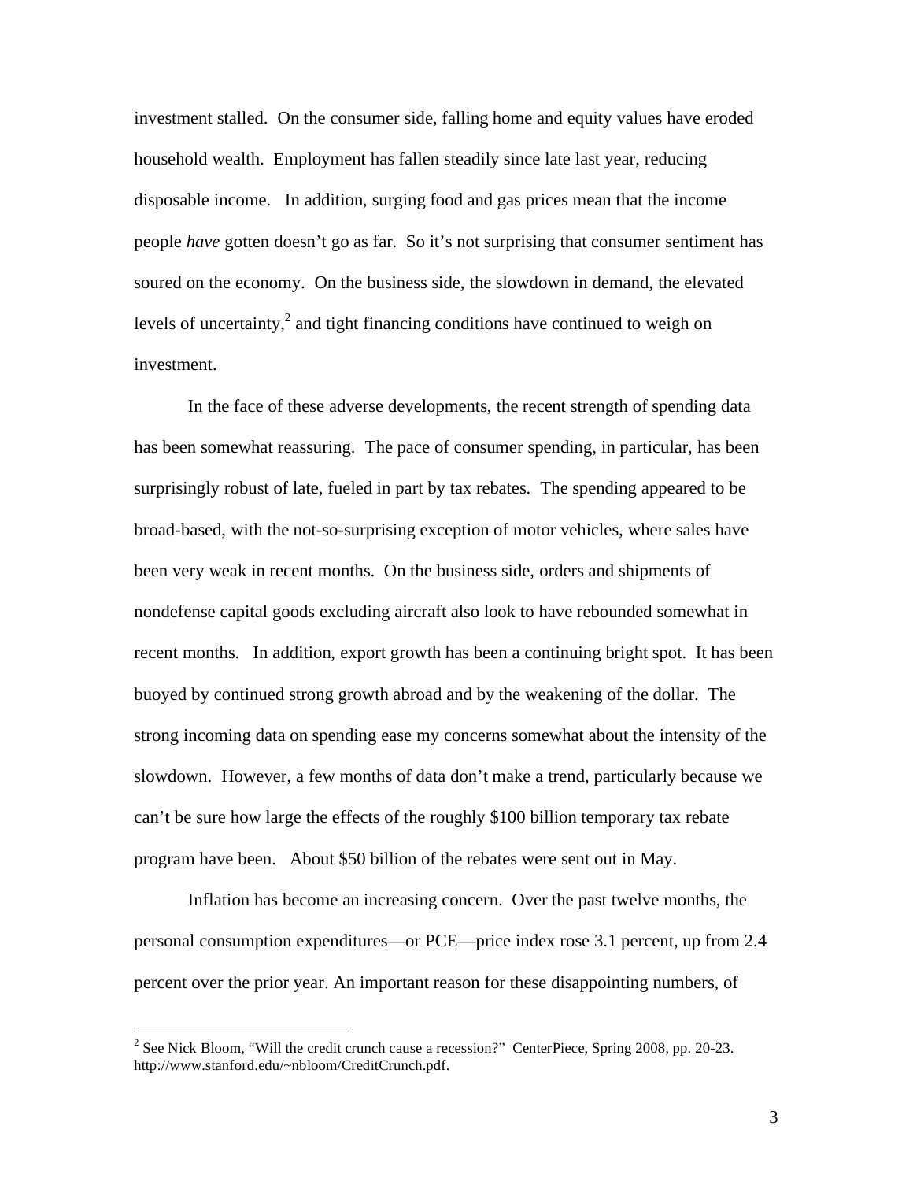investment stalled. On the consumer side, falling home and equity values have eroded household wealth. Employment has fallen steadily since late last year, reducing disposable income. In addition, surging food and gas prices mean that the income people *have* gotten doesn't go as far. So it's not surprising that consumer sentiment has soured on the economy. On the business side, the slowdown in demand, the elevated levels of uncertainty,[2] and tight financing conditions have continued to weigh on investment.

In the face of these adverse developments, the recent strength of spending data has been somewhat reassuring. The pace of consumer spending, in particular, has been surprisingly robust of late, fueled in part by tax rebates. The spending appeared to be broad-based, with the not-so-surprising exception of motor vehicles, where sales have been very weak in recent months. On the business side, orders and shipments of nondefense capital goods excluding aircraft also look to have rebounded somewhat in recent months. In addition, export growth has been a continuing bright spot. It has been buoyed by continued strong growth abroad and by the weakening of the dollar. The strong incoming data on spending ease my concerns somewhat about the intensity of the slowdown. However, a few months of data don't make a trend, particularly because we can't be sure how large the effects of the roughly $100 billion temporary tax rebate program have been. About $50 billion of the rebates were sent out in May.

Inflation has become an increasing concern. Over the past twelve months, the personal consumption expenditures—or PCE—price index rose 3.1 percent, up from 2.4 percent over the prior year. An important reason for these disappointing numbers, of

---

[2] See Nick Bloom, "Will the credit crunch cause a recession?" CenterPiece, Spring 2008, pp. 20-23. http://www.stanford.edu/~nbloom/CreditCrunch.pdf.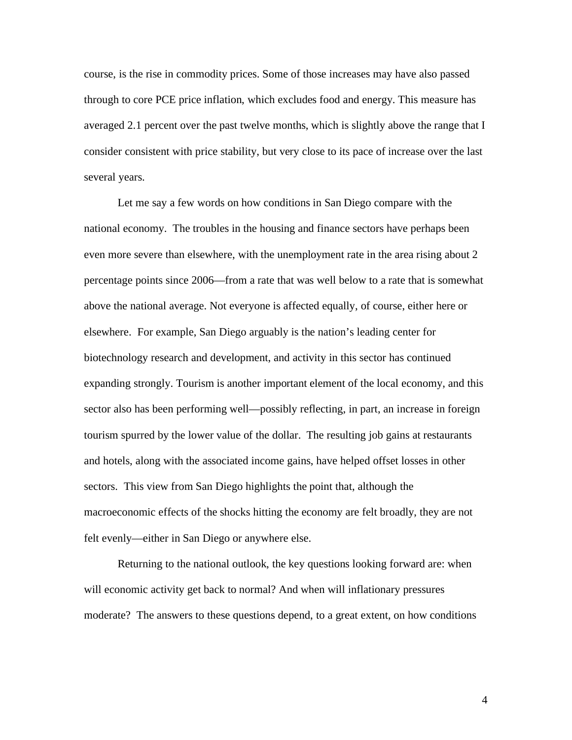course, is the rise in commodity prices. Some of those increases may have also passed through to core PCE price inflation, which excludes food and energy. This measure has averaged 2.1 percent over the past twelve months, which is slightly above the range that I consider consistent with price stability, but very close to its pace of increase over the last several years.

Let me say a few words on how conditions in San Diego compare with the national economy. The troubles in the housing and finance sectors have perhaps been even more severe than elsewhere, with the unemployment rate in the area rising about 2 percentage points since 2006—from a rate that was well below to a rate that is somewhat above the national average. Not everyone is affected equally, of course, either here or elsewhere. For example, San Diego arguably is the nation's leading center for biotechnology research and development, and activity in this sector has continued expanding strongly. Tourism is another important element of the local economy, and this sector also has been performing well—possibly reflecting, in part, an increase in foreign tourism spurred by the lower value of the dollar. The resulting job gains at restaurants and hotels, along with the associated income gains, have helped offset losses in other sectors. This view from San Diego highlights the point that, although the macroeconomic effects of the shocks hitting the economy are felt broadly, they are not felt evenly—either in San Diego or anywhere else.

Returning to the national outlook, the key questions looking forward are: when will economic activity get back to normal? And when will inflationary pressures moderate? The answers to these questions depend, to a great extent, on how conditions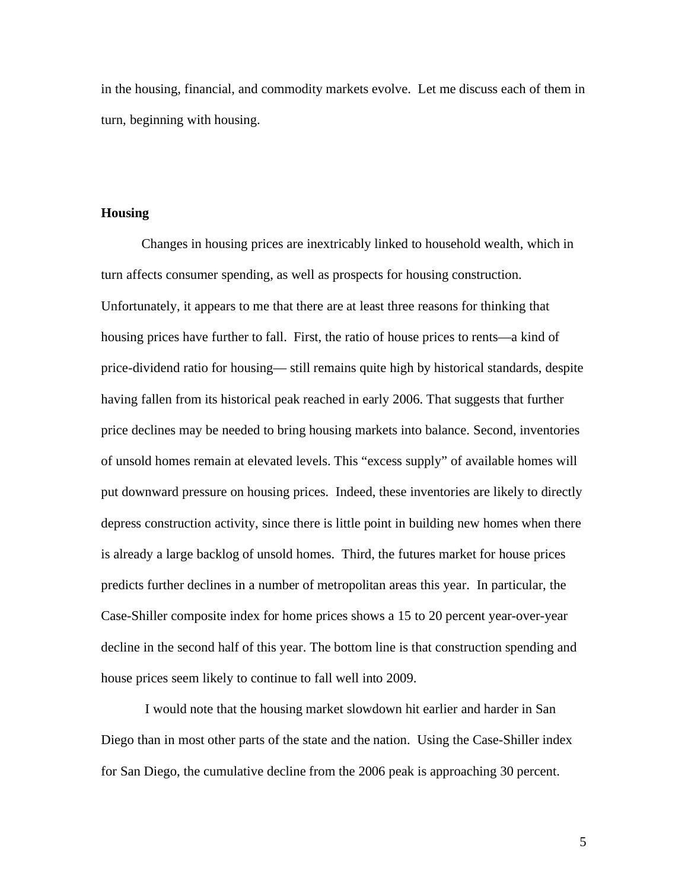in the housing, financial, and commodity markets evolve. Let me discuss each of them in turn, beginning with housing.

## Housing

Changes in housing prices are inextricably linked to household wealth, which in turn affects consumer spending, as well as prospects for housing construction. Unfortunately, it appears to me that there are at least three reasons for thinking that housing prices have further to fall. First, the ratio of house prices to rents—a kind of price-dividend ratio for housing— still remains quite high by historical standards, despite having fallen from its historical peak reached in early 2006. That suggests that further price declines may be needed to bring housing markets into balance. Second, inventories of unsold homes remain at elevated levels. This “excess supply” of available homes will put downward pressure on housing prices. Indeed, these inventories are likely to directly depress construction activity, since there is little point in building new homes when there is already a large backlog of unsold homes. Third, the futures market for house prices predicts further declines in a number of metropolitan areas this year. In particular, the Case-Shiller composite index for home prices shows a 15 to 20 percent year-over-year decline in the second half of this year. The bottom line is that construction spending and house prices seem likely to continue to fall well into 2009.

I would note that the housing market slowdown hit earlier and harder in San Diego than in most other parts of the state and the nation. Using the Case-Shiller index for San Diego, the cumulative decline from the 2006 peak is approaching 30 percent.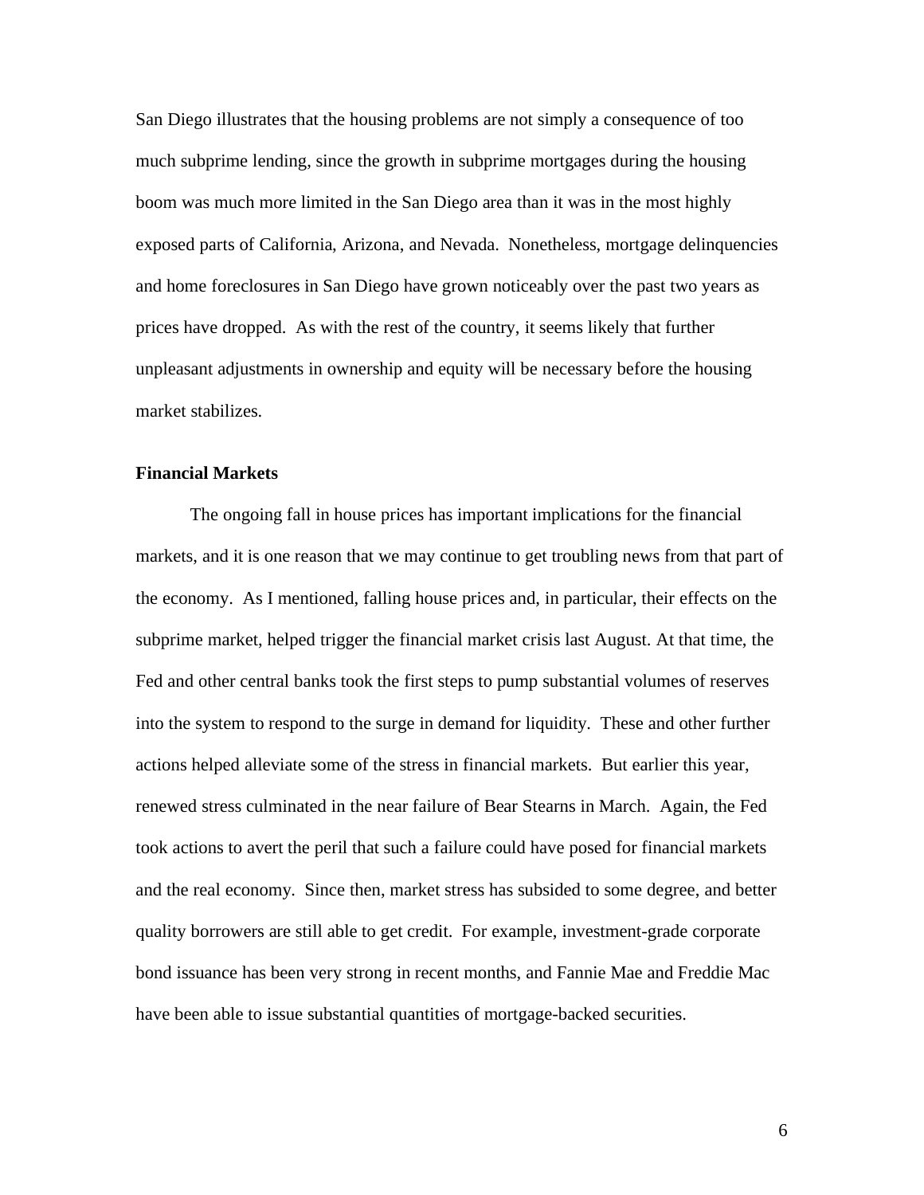San Diego illustrates that the housing problems are not simply a consequence of too much subprime lending, since the growth in subprime mortgages during the housing boom was much more limited in the San Diego area than it was in the most highly exposed parts of California, Arizona, and Nevada. Nonetheless, mortgage delinquencies and home foreclosures in San Diego have grown noticeably over the past two years as prices have dropped. As with the rest of the country, it seems likely that further unpleasant adjustments in ownership and equity will be necessary before the housing market stabilizes.

**Financial Markets**

The ongoing fall in house prices has important implications for the financial markets, and it is one reason that we may continue to get troubling news from that part of the economy. As I mentioned, falling house prices and, in particular, their effects on the subprime market, helped trigger the financial market crisis last August. At that time, the Fed and other central banks took the first steps to pump substantial volumes of reserves into the system to respond to the surge in demand for liquidity. These and other further actions helped alleviate some of the stress in financial markets. But earlier this year, renewed stress culminated in the near failure of Bear Stearns in March. Again, the Fed took actions to avert the peril that such a failure could have posed for financial markets and the real economy. Since then, market stress has subsided to some degree, and better quality borrowers are still able to get credit. For example, investment-grade corporate bond issuance has been very strong in recent months, and Fannie Mae and Freddie Mac have been able to issue substantial quantities of mortgage-backed securities.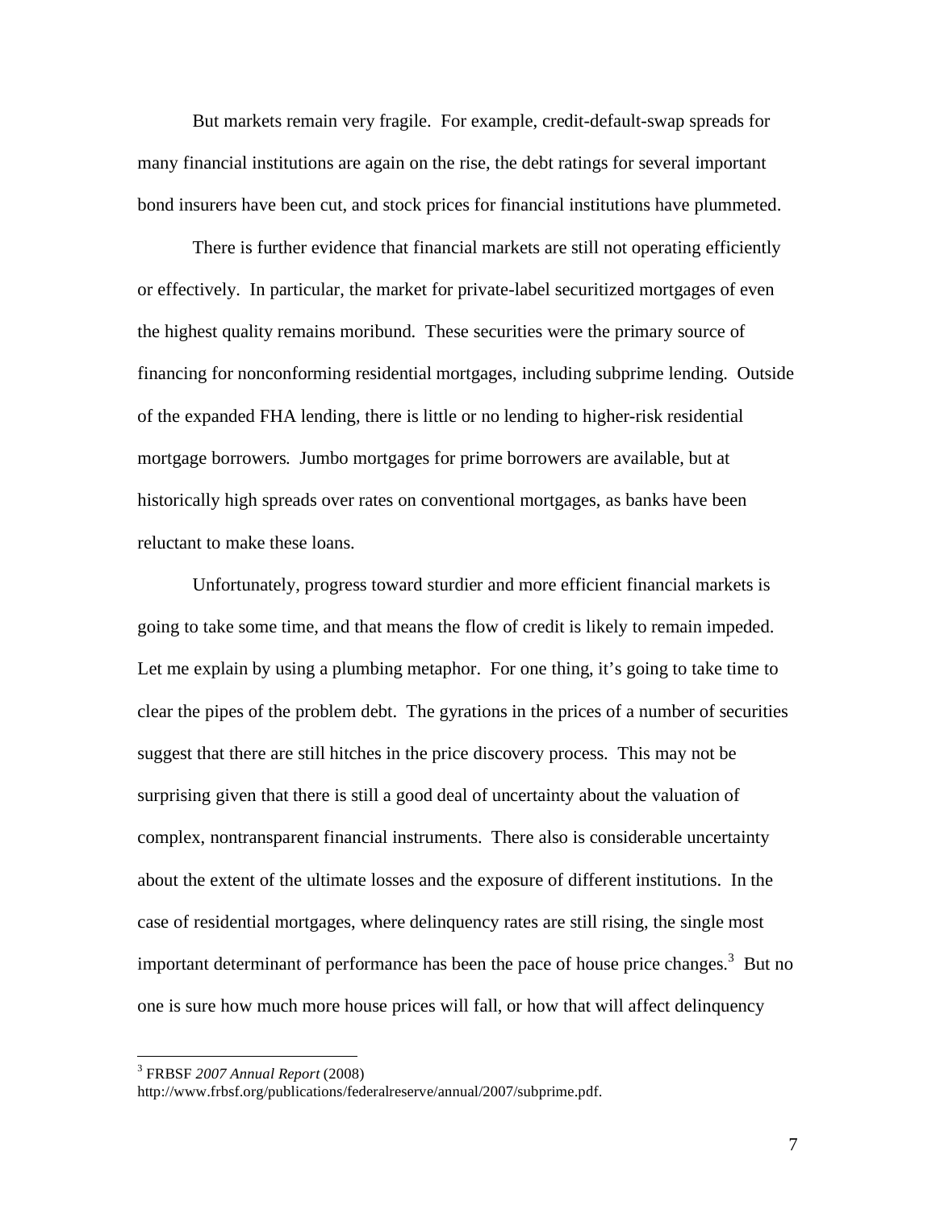But markets remain very fragile. For example, credit-default-swap spreads for many financial institutions are again on the rise, the debt ratings for several important bond insurers have been cut, and stock prices for financial institutions have plummeted.

There is further evidence that financial markets are still not operating efficiently or effectively. In particular, the market for private-label securitized mortgages of even the highest quality remains moribund. These securities were the primary source of financing for nonconforming residential mortgages, including subprime lending. Outside of the expanded FHA lending, there is little or no lending to higher-risk residential mortgage borrowers. Jumbo mortgages for prime borrowers are available, but at historically high spreads over rates on conventional mortgages, as banks have been reluctant to make these loans.

Unfortunately, progress toward sturdier and more efficient financial markets is going to take some time, and that means the flow of credit is likely to remain impeded. Let me explain by using a plumbing metaphor. For one thing, it's going to take time to clear the pipes of the problem debt. The gyrations in the prices of a number of securities suggest that there are still hitches in the price discovery process. This may not be surprising given that there is still a good deal of uncertainty about the valuation of complex, nontransparent financial instruments. There also is considerable uncertainty about the extent of the ultimate losses and the exposure of different institutions. In the case of residential mortgages, where delinquency rates are still rising, the single most important determinant of performance has been the pace of house price changes.[3] But no one is sure how much more house prices will fall, or how that will affect delinquency

---

[3] FRBSF *2007 Annual Report* (2008) http://www.frbsf.org/publications/federalreserve/annual/2007/subprime.pdf.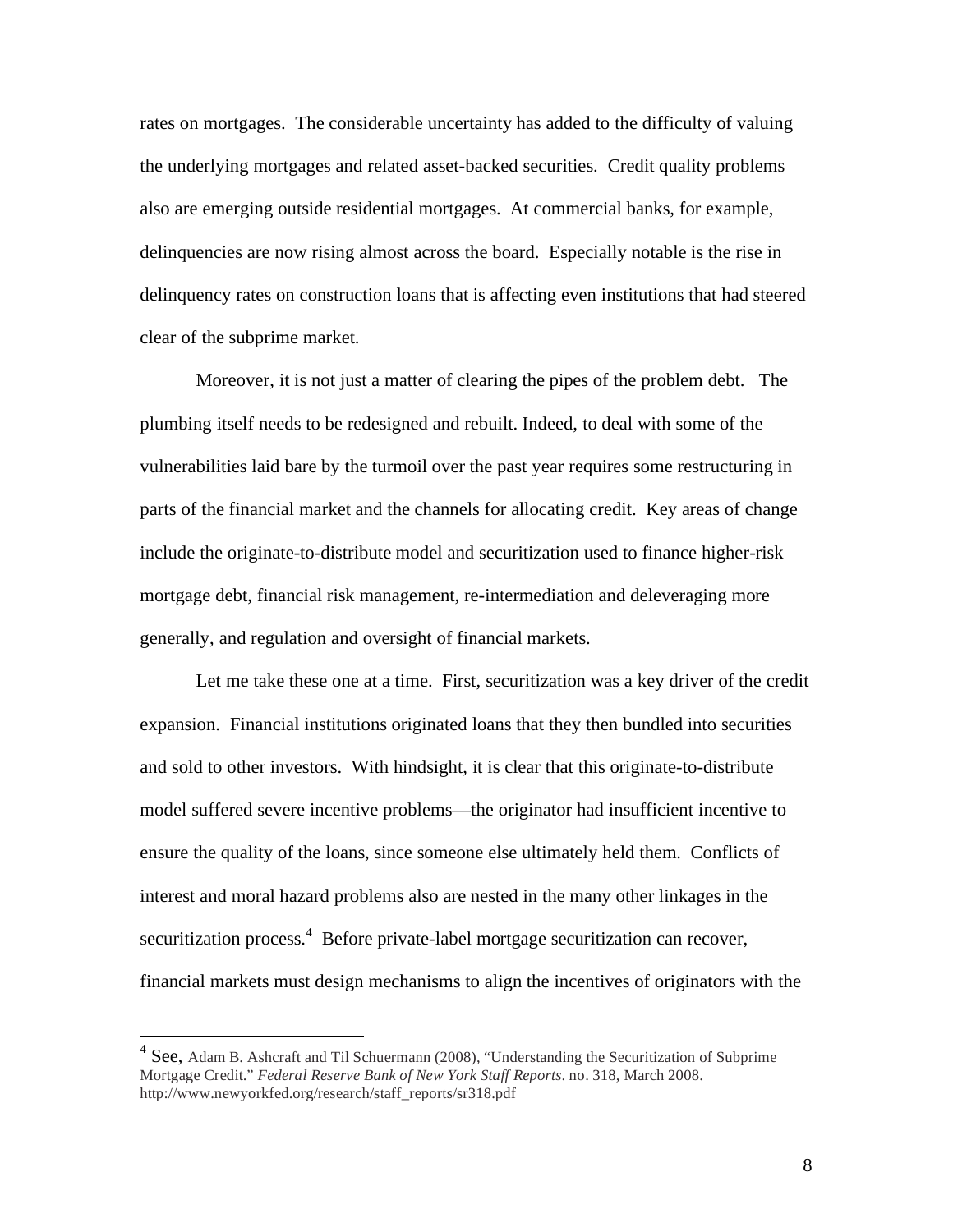rates on mortgages. The considerable uncertainty has added to the difficulty of valuing the underlying mortgages and related asset-backed securities. Credit quality problems also are emerging outside residential mortgages. At commercial banks, for example, delinquencies are now rising almost across the board. Especially notable is the rise in delinquency rates on construction loans that is affecting even institutions that had steered clear of the subprime market.

Moreover, it is not just a matter of clearing the pipes of the problem debt. The plumbing itself needs to be redesigned and rebuilt. Indeed, to deal with some of the vulnerabilities laid bare by the turmoil over the past year requires some restructuring in parts of the financial market and the channels for allocating credit. Key areas of change include the originate-to-distribute model and securitization used to finance higher-risk mortgage debt, financial risk management, re-intermediation and deleveraging more generally, and regulation and oversight of financial markets.

Let me take these one at a time. First, securitization was a key driver of the credit expansion. Financial institutions originated loans that they then bundled into securities and sold to other investors. With hindsight, it is clear that this originate-to-distribute model suffered severe incentive problems—the originator had insufficient incentive to ensure the quality of the loans, since someone else ultimately held them. Conflicts of interest and moral hazard problems also are nested in the many other linkages in the securitization process.[4] Before private-label mortgage securitization can recover, financial markets must design mechanisms to align the incentives of originators with the

---

[4] See, Adam B. Ashcraft and Til Schuermann (2008), "Understanding the Securitization of Subprime Mortgage Credit." *Federal Reserve Bank of New York Staff Reports*. no. 318, March 2008. http://www.newyorkfed.org/research/staff_reports/sr318.pdf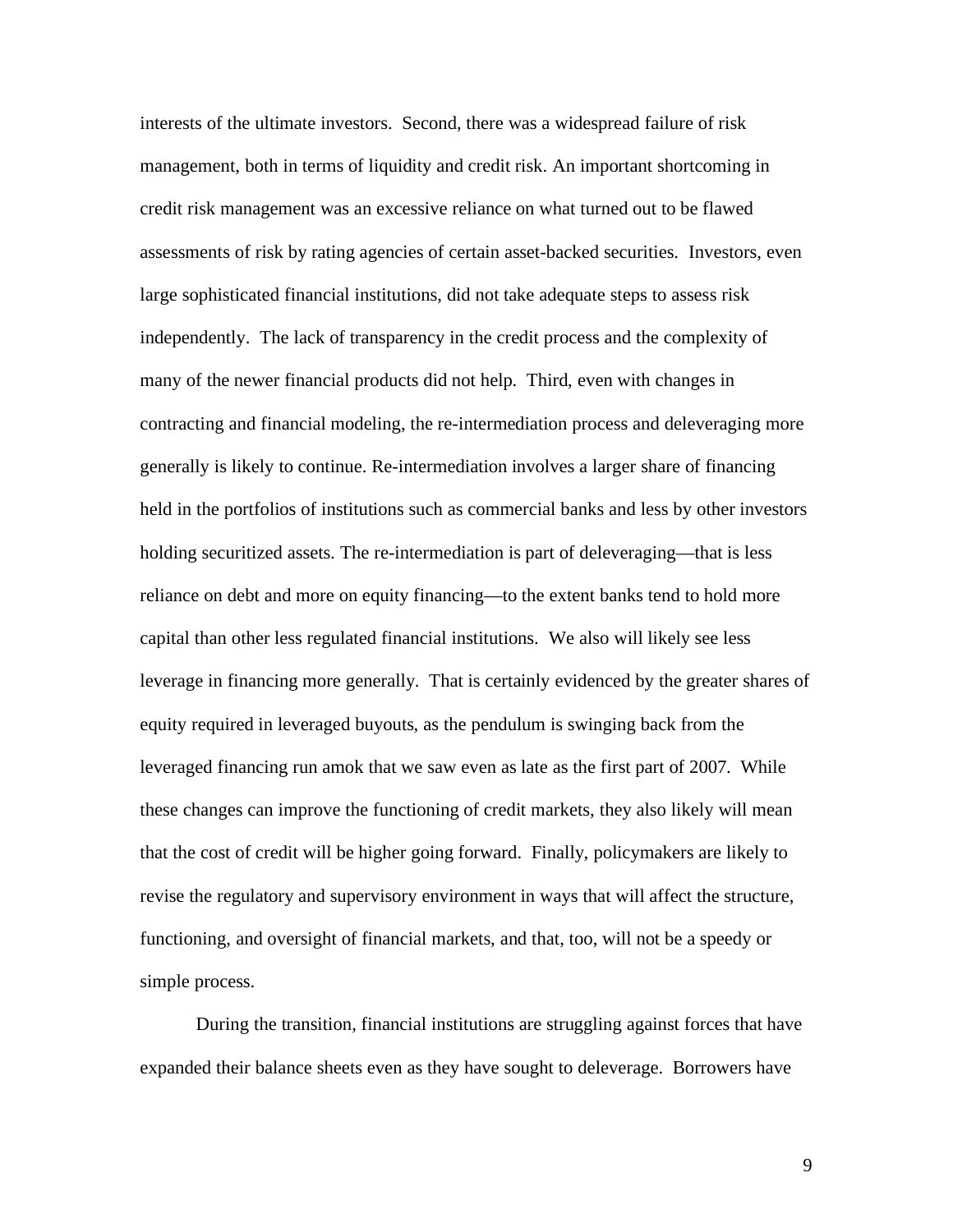interests of the ultimate investors. Second, there was a widespread failure of risk management, both in terms of liquidity and credit risk. An important shortcoming in credit risk management was an excessive reliance on what turned out to be flawed assessments of risk by rating agencies of certain asset-backed securities. Investors, even large sophisticated financial institutions, did not take adequate steps to assess risk independently. The lack of transparency in the credit process and the complexity of many of the newer financial products did not help. Third, even with changes in contracting and financial modeling, the re-intermediation process and deleveraging more generally is likely to continue. Re-intermediation involves a larger share of financing held in the portfolios of institutions such as commercial banks and less by other investors holding securitized assets. The re-intermediation is part of deleveraging—that is less reliance on debt and more on equity financing—to the extent banks tend to hold more capital than other less regulated financial institutions. We also will likely see less leverage in financing more generally. That is certainly evidenced by the greater shares of equity required in leveraged buyouts, as the pendulum is swinging back from the leveraged financing run amok that we saw even as late as the first part of 2007. While these changes can improve the functioning of credit markets, they also likely will mean that the cost of credit will be higher going forward. Finally, policymakers are likely to revise the regulatory and supervisory environment in ways that will affect the structure, functioning, and oversight of financial markets, and that, too, will not be a speedy or simple process.

During the transition, financial institutions are struggling against forces that have expanded their balance sheets even as they have sought to deleverage. Borrowers have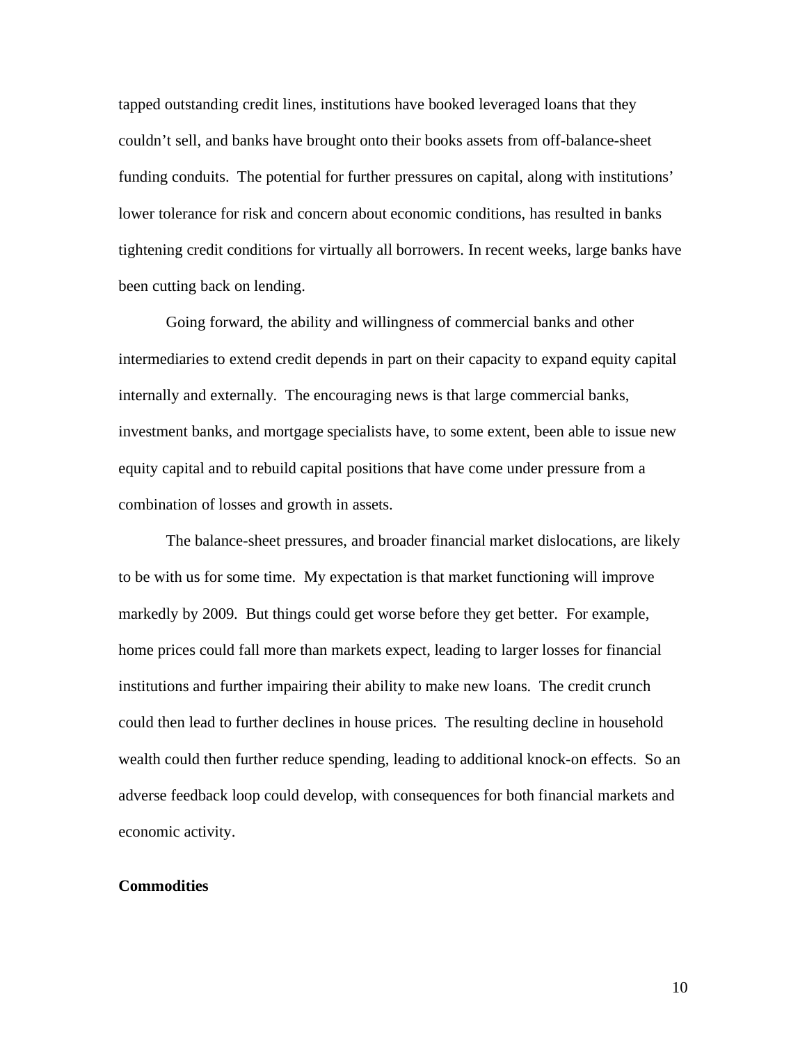tapped outstanding credit lines, institutions have booked leveraged loans that they couldn't sell, and banks have brought onto their books assets from off-balance-sheet funding conduits. The potential for further pressures on capital, along with institutions' lower tolerance for risk and concern about economic conditions, has resulted in banks tightening credit conditions for virtually all borrowers. In recent weeks, large banks have been cutting back on lending.

Going forward, the ability and willingness of commercial banks and other intermediaries to extend credit depends in part on their capacity to expand equity capital internally and externally. The encouraging news is that large commercial banks, investment banks, and mortgage specialists have, to some extent, been able to issue new equity capital and to rebuild capital positions that have come under pressure from a combination of losses and growth in assets.

The balance-sheet pressures, and broader financial market dislocations, are likely to be with us for some time. My expectation is that market functioning will improve markedly by 2009. But things could get worse before they get better. For example, home prices could fall more than markets expect, leading to larger losses for financial institutions and further impairing their ability to make new loans. The credit crunch could then lead to further declines in house prices. The resulting decline in household wealth could then further reduce spending, leading to additional knock-on effects. So an adverse feedback loop could develop, with consequences for both financial markets and economic activity.

**Commodities**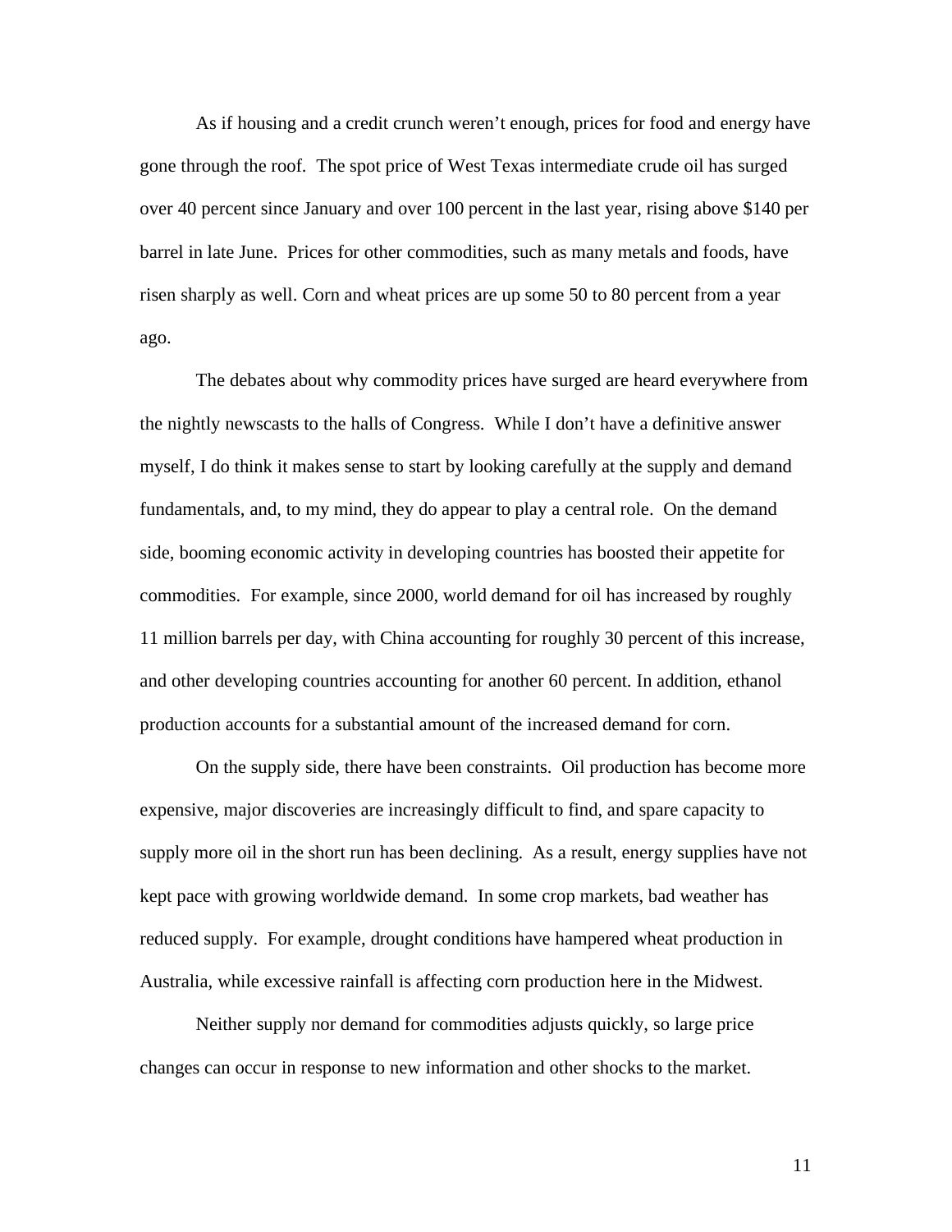As if housing and a credit crunch weren't enough, prices for food and energy have gone through the roof. The spot price of West Texas intermediate crude oil has surged over 40 percent since January and over 100 percent in the last year, rising above $140 per barrel in late June. Prices for other commodities, such as many metals and foods, have risen sharply as well. Corn and wheat prices are up some 50 to 80 percent from a year ago.

The debates about why commodity prices have surged are heard everywhere from the nightly newscasts to the halls of Congress. While I don't have a definitive answer myself, I do think it makes sense to start by looking carefully at the supply and demand fundamentals, and, to my mind, they do appear to play a central role. On the demand side, booming economic activity in developing countries has boosted their appetite for commodities. For example, since 2000, world demand for oil has increased by roughly 11 million barrels per day, with China accounting for roughly 30 percent of this increase, and other developing countries accounting for another 60 percent. In addition, ethanol production accounts for a substantial amount of the increased demand for corn.

On the supply side, there have been constraints. Oil production has become more expensive, major discoveries are increasingly difficult to find, and spare capacity to supply more oil in the short run has been declining. As a result, energy supplies have not kept pace with growing worldwide demand. In some crop markets, bad weather has reduced supply. For example, drought conditions have hampered wheat production in Australia, while excessive rainfall is affecting corn production here in the Midwest.

Neither supply nor demand for commodities adjusts quickly, so large price changes can occur in response to new information and other shocks to the market.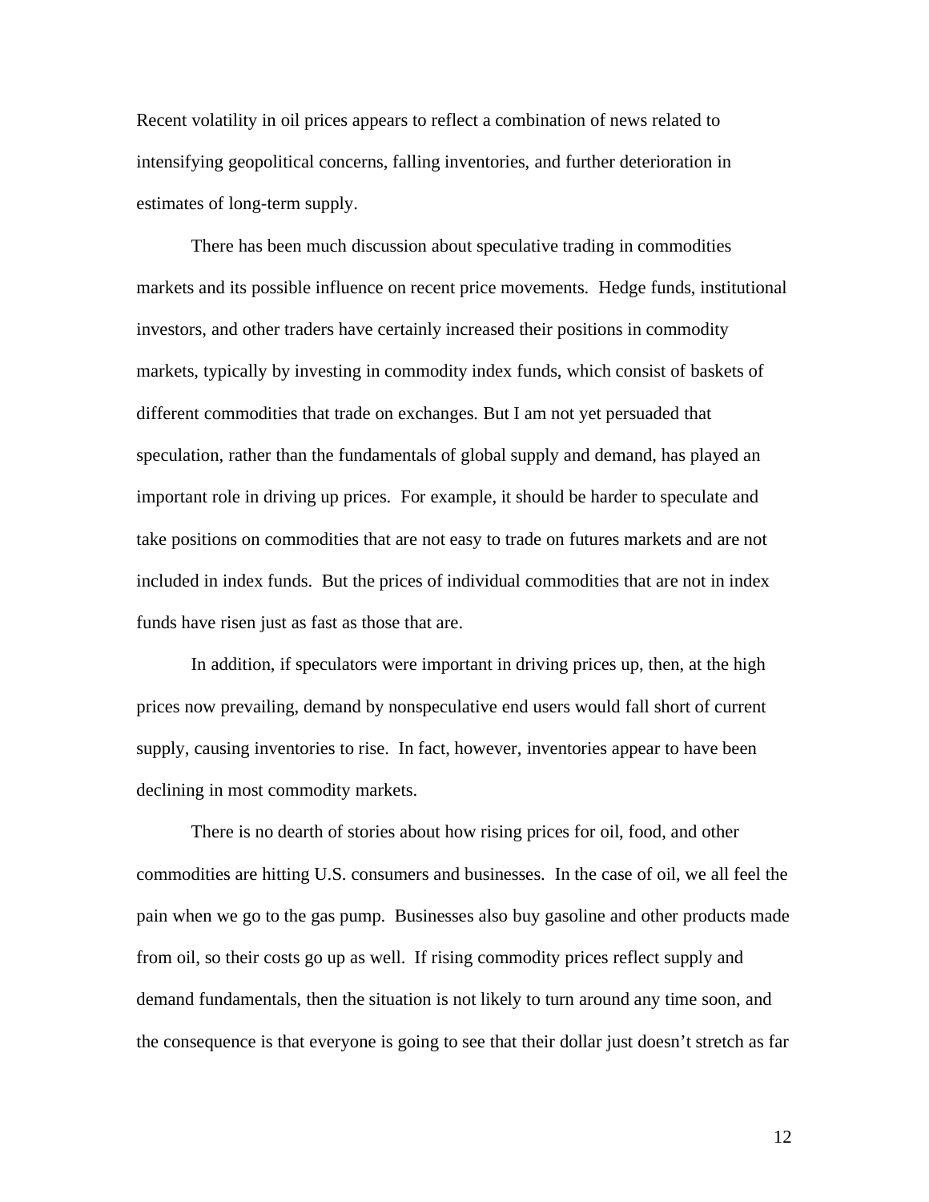Recent volatility in oil prices appears to reflect a combination of news related to intensifying geopolitical concerns, falling inventories, and further deterioration in estimates of long-term supply.

There has been much discussion about speculative trading in commodities markets and its possible influence on recent price movements. Hedge funds, institutional investors, and other traders have certainly increased their positions in commodity markets, typically by investing in commodity index funds, which consist of baskets of different commodities that trade on exchanges. But I am not yet persuaded that speculation, rather than the fundamentals of global supply and demand, has played an important role in driving up prices. For example, it should be harder to speculate and take positions on commodities that are not easy to trade on futures markets and are not included in index funds. But the prices of individual commodities that are not in index funds have risen just as fast as those that are.

In addition, if speculators were important in driving prices up, then, at the high prices now prevailing, demand by nonspeculative end users would fall short of current supply, causing inventories to rise. In fact, however, inventories appear to have been declining in most commodity markets.

There is no dearth of stories about how rising prices for oil, food, and other commodities are hitting U.S. consumers and businesses. In the case of oil, we all feel the pain when we go to the gas pump. Businesses also buy gasoline and other products made from oil, so their costs go up as well. If rising commodity prices reflect supply and demand fundamentals, then the situation is not likely to turn around any time soon, and the consequence is that everyone is going to see that their dollar just doesn't stretch as far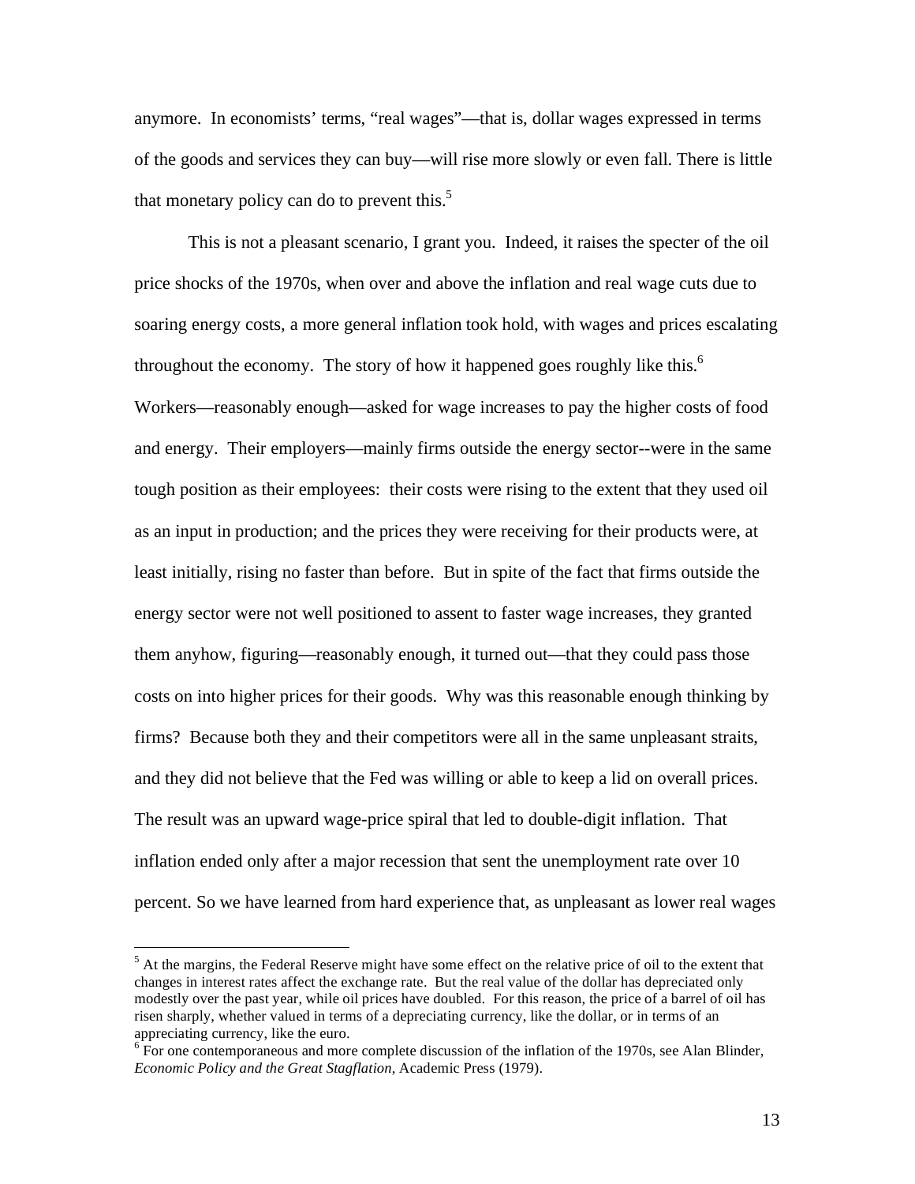anymore. In economists' terms, "real wages"—that is, dollar wages expressed in terms of the goods and services they can buy—will rise more slowly or even fall. There is little that monetary policy can do to prevent this.[5]

This is not a pleasant scenario, I grant you. Indeed, it raises the specter of the oil price shocks of the 1970s, when over and above the inflation and real wage cuts due to soaring energy costs, a more general inflation took hold, with wages and prices escalating throughout the economy. The story of how it happened goes roughly like this.[6] Workers—reasonably enough—asked for wage increases to pay the higher costs of food and energy. Their employers—mainly firms outside the energy sector--were in the same tough position as their employees: their costs were rising to the extent that they used oil as an input in production; and the prices they were receiving for their products were, at least initially, rising no faster than before. But in spite of the fact that firms outside the energy sector were not well positioned to assent to faster wage increases, they granted them anyhow, figuring—reasonably enough, it turned out—that they could pass those costs on into higher prices for their goods. Why was this reasonable enough thinking by firms? Because both they and their competitors were all in the same unpleasant straits, and they did not believe that the Fed was willing or able to keep a lid on overall prices. The result was an upward wage-price spiral that led to double-digit inflation. That inflation ended only after a major recession that sent the unemployment rate over 10 percent. So we have learned from hard experience that, as unpleasant as lower real wages

---

[5] At the margins, the Federal Reserve might have some effect on the relative price of oil to the extent that changes in interest rates affect the exchange rate. But the real value of the dollar has depreciated only modestly over the past year, while oil prices have doubled. For this reason, the price of a barrel of oil has risen sharply, whether valued in terms of a depreciating currency, like the dollar, or in terms of an appreciating currency, like the euro.

[6] For one contemporaneous and more complete discussion of the inflation of the 1970s, see Alan Blinder, *Economic Policy and the Great Stagflation*, Academic Press (1979).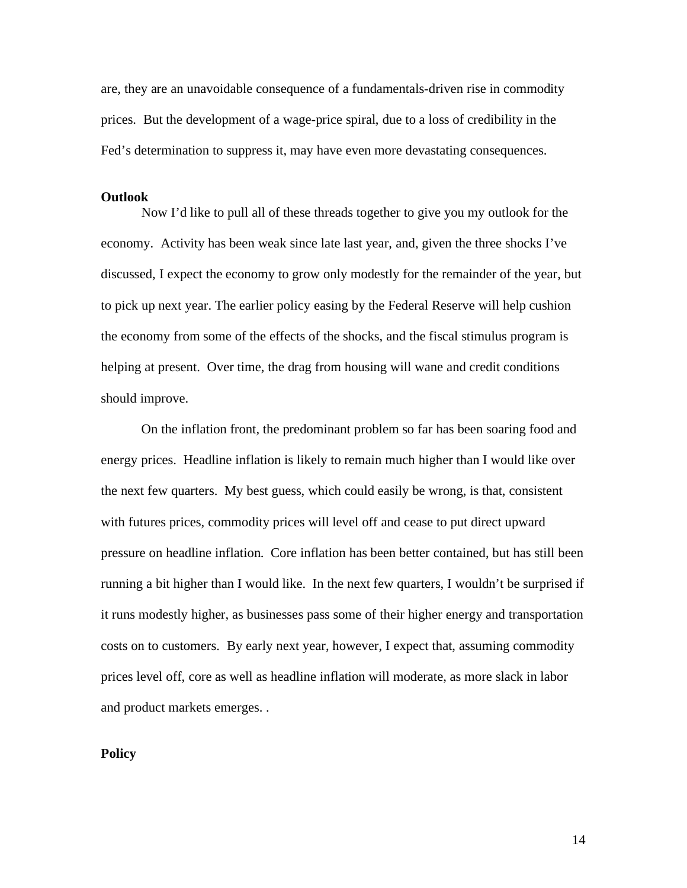are, they are an unavoidable consequence of a fundamentals-driven rise in commodity prices. But the development of a wage-price spiral, due to a loss of credibility in the Fed's determination to suppress it, may have even more devastating consequences.

**Outlook**

Now I'd like to pull all of these threads together to give you my outlook for the economy. Activity has been weak since late last year, and, given the three shocks I've discussed, I expect the economy to grow only modestly for the remainder of the year, but to pick up next year. The earlier policy easing by the Federal Reserve will help cushion the economy from some of the effects of the shocks, and the fiscal stimulus program is helping at present. Over time, the drag from housing will wane and credit conditions should improve.

On the inflation front, the predominant problem so far has been soaring food and energy prices. Headline inflation is likely to remain much higher than I would like over the next few quarters. My best guess, which could easily be wrong, is that, consistent with futures prices, commodity prices will level off and cease to put direct upward pressure on headline inflation. Core inflation has been better contained, but has still been running a bit higher than I would like. In the next few quarters, I wouldn't be surprised if it runs modestly higher, as businesses pass some of their higher energy and transportation costs on to customers. By early next year, however, I expect that, assuming commodity prices level off, core as well as headline inflation will moderate, as more slack in labor and product markets emerges. .

**Policy**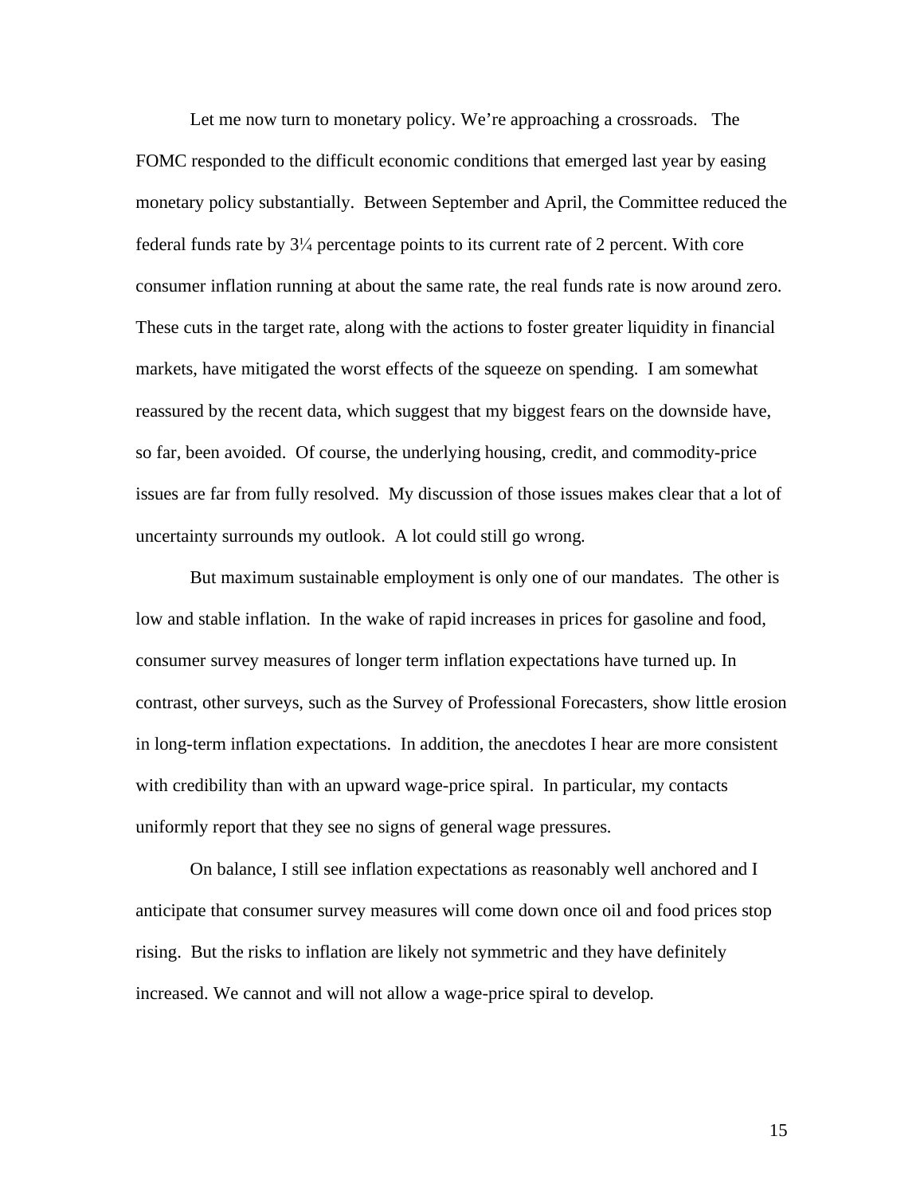Let me now turn to monetary policy. We're approaching a crossroads. The FOMC responded to the difficult economic conditions that emerged last year by easing monetary policy substantially. Between September and April, the Committee reduced the federal funds rate by 3¼ percentage points to its current rate of 2 percent. With core consumer inflation running at about the same rate, the real funds rate is now around zero. These cuts in the target rate, along with the actions to foster greater liquidity in financial markets, have mitigated the worst effects of the squeeze on spending. I am somewhat reassured by the recent data, which suggest that my biggest fears on the downside have, so far, been avoided. Of course, the underlying housing, credit, and commodity-price issues are far from fully resolved. My discussion of those issues makes clear that a lot of uncertainty surrounds my outlook. A lot could still go wrong.

But maximum sustainable employment is only one of our mandates. The other is low and stable inflation. In the wake of rapid increases in prices for gasoline and food, consumer survey measures of longer term inflation expectations have turned up. In contrast, other surveys, such as the Survey of Professional Forecasters, show little erosion in long-term inflation expectations. In addition, the anecdotes I hear are more consistent with credibility than with an upward wage-price spiral. In particular, my contacts uniformly report that they see no signs of general wage pressures.

On balance, I still see inflation expectations as reasonably well anchored and I anticipate that consumer survey measures will come down once oil and food prices stop rising. But the risks to inflation are likely not symmetric and they have definitely increased. We cannot and will not allow a wage-price spiral to develop.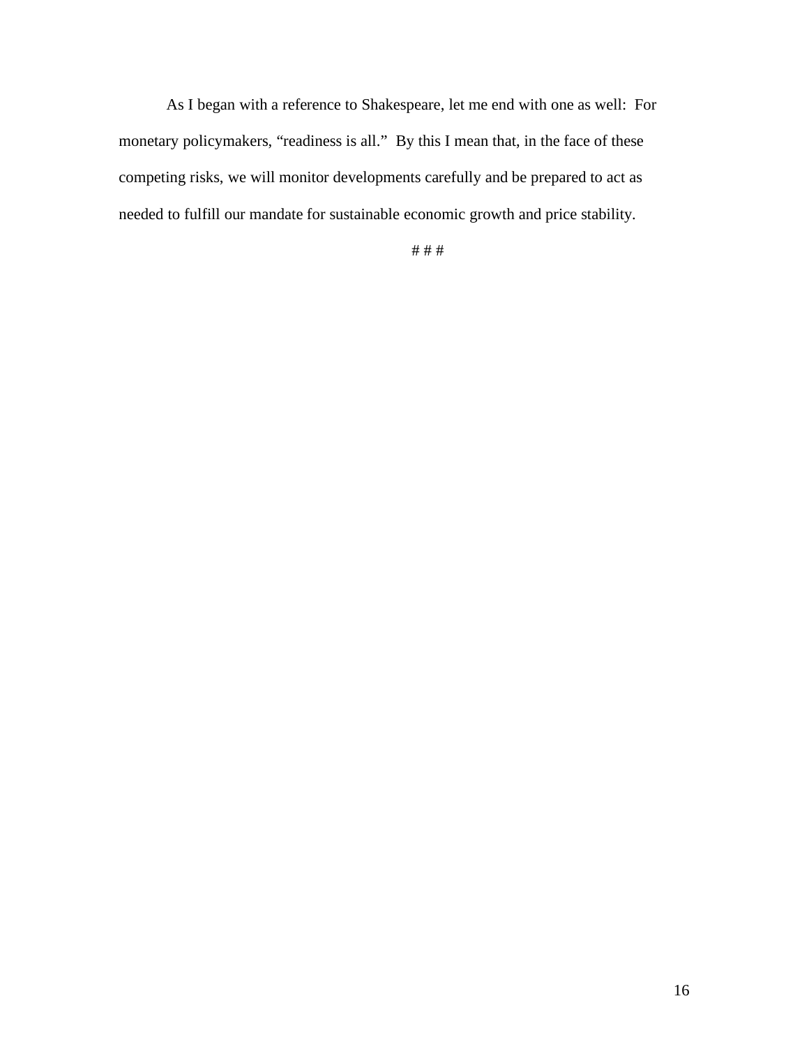As I began with a reference to Shakespeare, let me end with one as well: For monetary policymakers, "readiness is all." By this I mean that, in the face of these competing risks, we will monitor developments carefully and be prepared to act as needed to fulfill our mandate for sustainable economic growth and price stability.

# # #